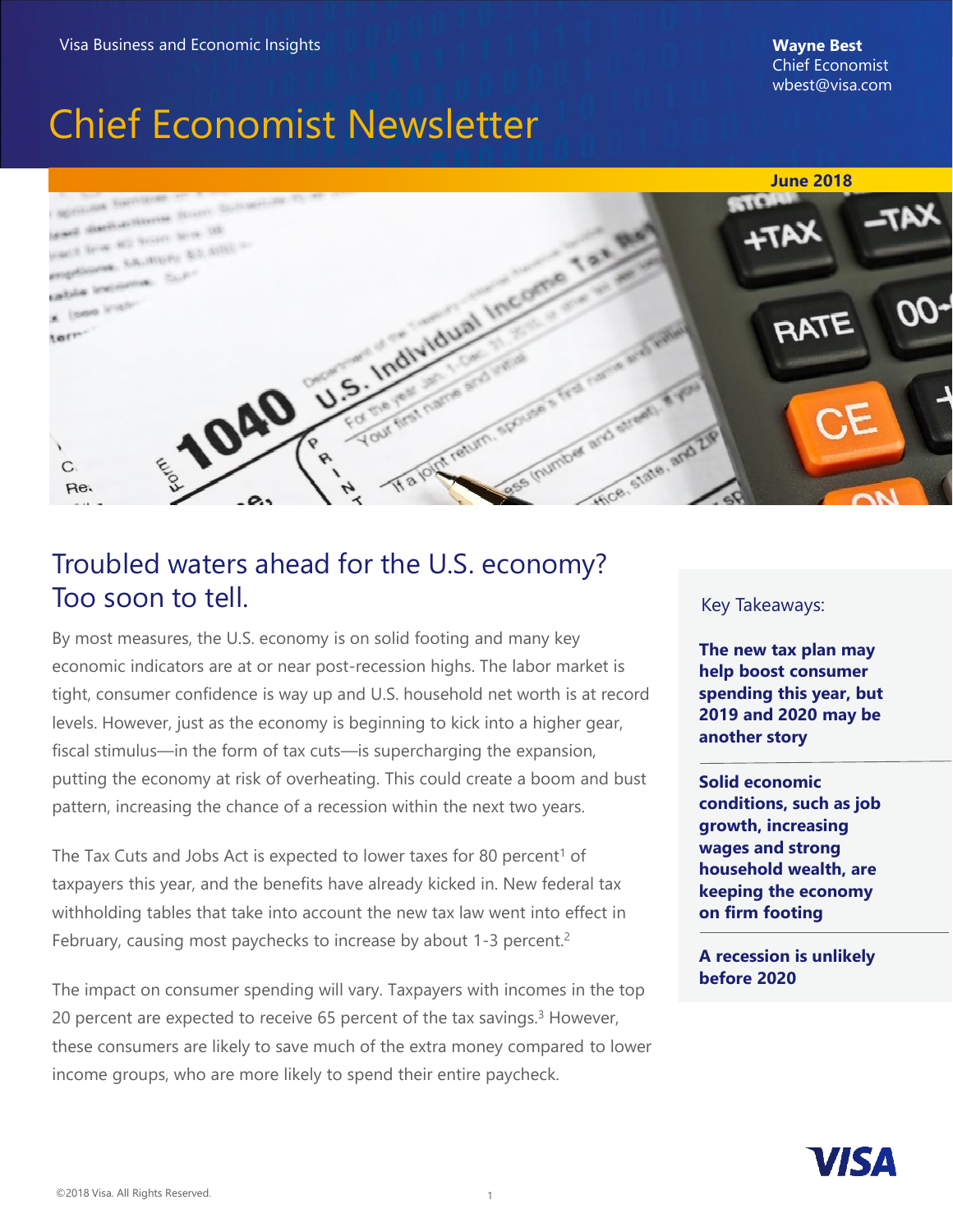Visa Business and Economic Insights

**Wayne Best**
Chief Economist
wbest@visa.com

# Chief Economist Newsletter

**June 2018**

## Troubled waters ahead for the U.S. economy? Too soon to tell.

By most measures, the U.S. economy is on solid footing and many key economic indicators are at or near post-recession highs. The labor market is tight, consumer confidence is way up and U.S. household net worth is at record levels. However, just as the economy is beginning to kick into a higher gear, fiscal stimulus—in the form of tax cuts—is supercharging the expansion, putting the economy at risk of overheating. This could create a boom and bust pattern, increasing the chance of a recession within the next two years.

The Tax Cuts and Jobs Act is expected to lower taxes for 80 percent[1] of taxpayers this year, and the benefits have already kicked in. New federal tax withholding tables that take into account the new tax law went into effect in February, causing most paychecks to increase by about 1-3 percent.[2]

The impact on consumer spending will vary. Taxpayers with incomes in the top 20 percent are expected to receive 65 percent of the tax savings.[3] However, these consumers are likely to save much of the extra money compared to lower income groups, who are more likely to spend their entire paycheck.

Key Takeaways:

**The new tax plan may help boost consumer spending this year, but 2019 and 2020 may be another story**

**Solid economic conditions, such as job growth, increasing wages and strong household wealth, are keeping the economy on firm footing**

**A recession is unlikely before 2020**

©2018 Visa. All Rights Reserved.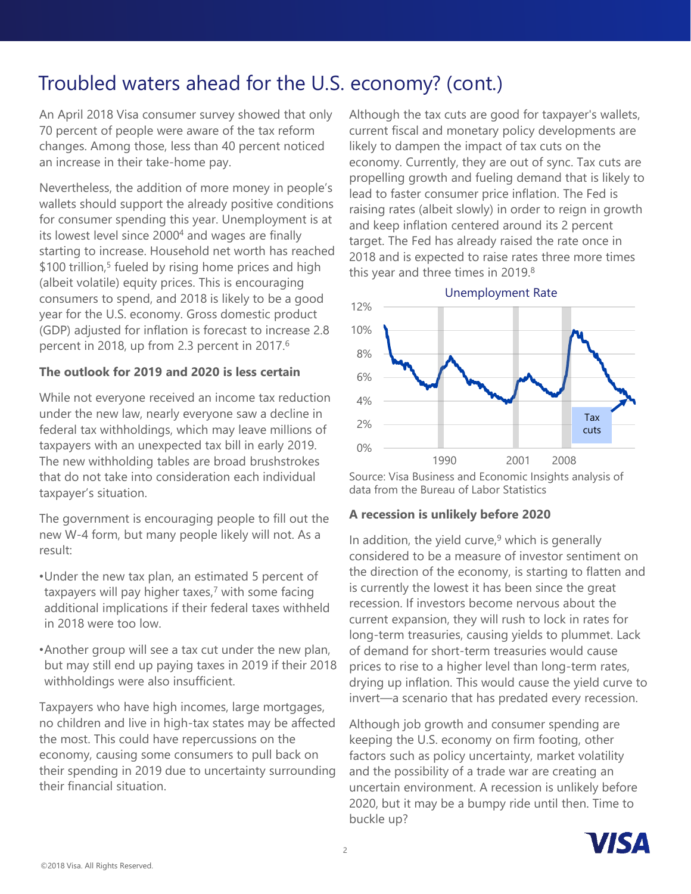# Troubled waters ahead for the U.S. economy? (cont.)

An April 2018 Visa consumer survey showed that only 70 percent of people were aware of the tax reform changes. Among those, less than 40 percent noticed an increase in their take-home pay.

Nevertheless, the addition of more money in people's wallets should support the already positive conditions for consumer spending this year. Unemployment is at its lowest level since 2000[4] and wages are finally starting to increase. Household net worth has reached $100 trillion,[5] fueled by rising home prices and high (albeit volatile) equity prices. This is encouraging consumers to spend, and 2018 is likely to be a good year for the U.S. economy. Gross domestic product (GDP) adjusted for inflation is forecast to increase 2.8 percent in 2018, up from 2.3 percent in 2017.[6]

**The outlook for 2019 and 2020 is less certain**

While not everyone received an income tax reduction under the new law, nearly everyone saw a decline in federal tax withholdings, which may leave millions of taxpayers with an unexpected tax bill in early 2019. The new withholding tables are broad brushstrokes that do not take into consideration each individual taxpayer's situation.

The government is encouraging people to fill out the new W-4 form, but many people likely will not. As a result:

- Under the new tax plan, an estimated 5 percent of taxpayers will pay higher taxes,[7] with some facing additional implications if their federal taxes withheld in 2018 were too low.
- Another group will see a tax cut under the new plan, but may still end up paying taxes in 2019 if their 2018 withholdings were also insufficient.

Taxpayers who have high incomes, large mortgages, no children and live in high-tax states may be affected the most. This could have repercussions on the economy, causing some consumers to pull back on their spending in 2019 due to uncertainty surrounding their financial situation.

Although the tax cuts are good for taxpayer's wallets, current fiscal and monetary policy developments are likely to dampen the impact of tax cuts on the economy. Currently, they are out of sync. Tax cuts are propelling growth and fueling demand that is likely to lead to faster consumer price inflation. The Fed is raising rates (albeit slowly) in order to reign in growth and keep inflation centered around its 2 percent target. The Fed has already raised the rate once in 2018 and is expected to raise rates three more times this year and three times in 2019.[8]

Unemployment Rate

Source: Visa Business and Economic Insights analysis of data from the Bureau of Labor Statistics

**A recession is unlikely before 2020**

In addition, the yield curve,[9] which is generally considered to be a measure of investor sentiment on the direction of the economy, is starting to flatten and is currently the lowest it has been since the great recession. If investors become nervous about the current expansion, they will rush to lock in rates for long-term treasuries, causing yields to plummet. Lack of demand for short-term treasuries would cause prices to rise to a higher level than long-term rates, drying up inflation. This would cause the yield curve to invert—a scenario that has predated every recession.

Although job growth and consumer spending are keeping the U.S. economy on firm footing, other factors such as policy uncertainty, market volatility and the possibility of a trade war are creating an uncertain environment. A recession is unlikely before 2020, but it may be a bumpy ride until then. Time to buckle up?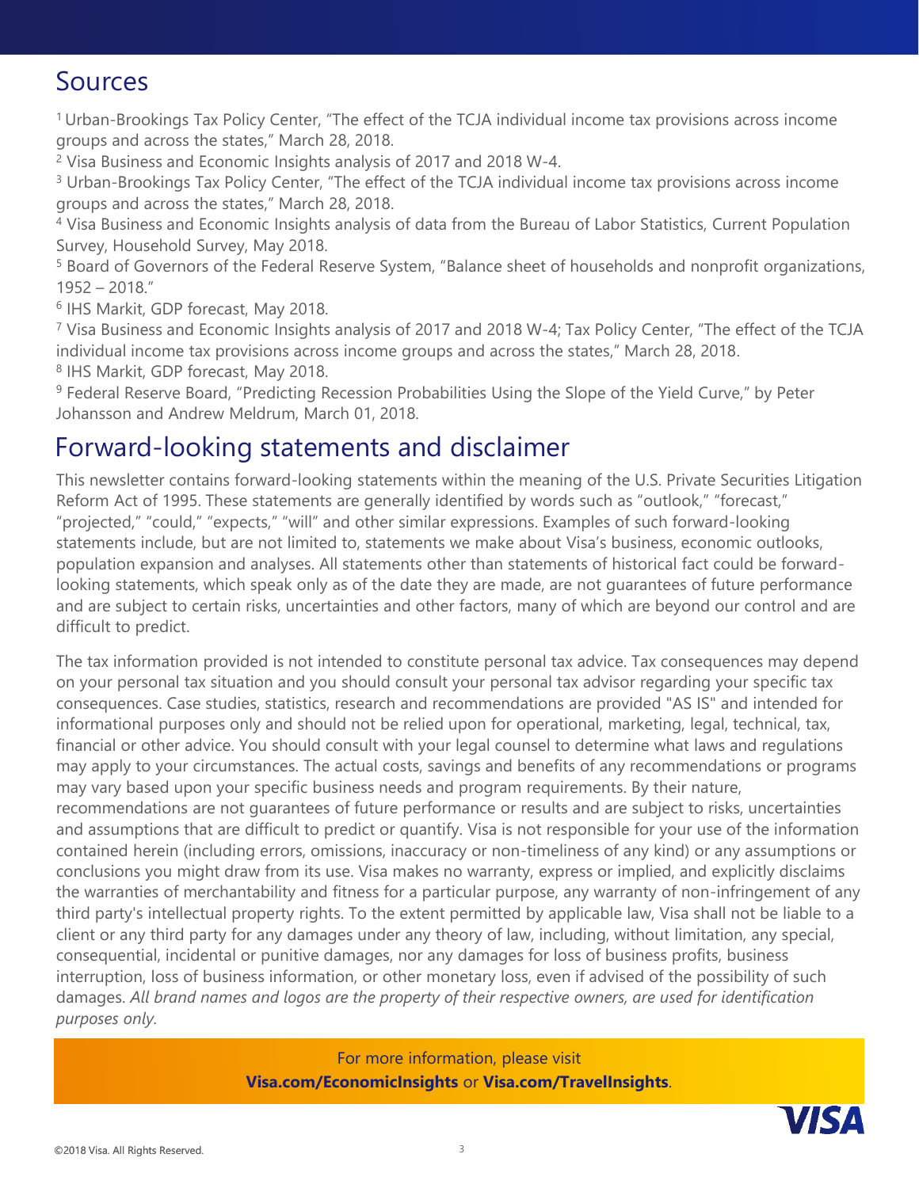## Sources

[1] Urban-Brookings Tax Policy Center, "The effect of the TCJA individual income tax provisions across income groups and across the states," March 28, 2018.
[2] Visa Business and Economic Insights analysis of 2017 and 2018 W-4.
[3] Urban-Brookings Tax Policy Center, "The effect of the TCJA individual income tax provisions across income groups and across the states," March 28, 2018.
[4] Visa Business and Economic Insights analysis of data from the Bureau of Labor Statistics, Current Population Survey, Household Survey, May 2018.
[5] Board of Governors of the Federal Reserve System, "Balance sheet of households and nonprofit organizations, 1952 – 2018."
[6] IHS Markit, GDP forecast, May 2018.
[7] Visa Business and Economic Insights analysis of 2017 and 2018 W-4; Tax Policy Center, "The effect of the TCJA individual income tax provisions across income groups and across the states," March 28, 2018.
[8] IHS Markit, GDP forecast, May 2018.
[9] Federal Reserve Board, "Predicting Recession Probabilities Using the Slope of the Yield Curve," by Peter Johansson and Andrew Meldrum, March 01, 2018.

## Forward-looking statements and disclaimer

This newsletter contains forward-looking statements within the meaning of the U.S. Private Securities Litigation Reform Act of 1995. These statements are generally identified by words such as "outlook," "forecast," "projected," "could," "expects," "will" and other similar expressions. Examples of such forward-looking statements include, but are not limited to, statements we make about Visa's business, economic outlooks, population expansion and analyses. All statements other than statements of historical fact could be forward-looking statements, which speak only as of the date they are made, are not guarantees of future performance and are subject to certain risks, uncertainties and other factors, many of which are beyond our control and are difficult to predict.

The tax information provided is not intended to constitute personal tax advice. Tax consequences may depend on your personal tax situation and you should consult your personal tax advisor regarding your specific tax consequences. Case studies, statistics, research and recommendations are provided "AS IS" and intended for informational purposes only and should not be relied upon for operational, marketing, legal, technical, tax, financial or other advice. You should consult with your legal counsel to determine what laws and regulations may apply to your circumstances. The actual costs, savings and benefits of any recommendations or programs may vary based upon your specific business needs and program requirements. By their nature, recommendations are not guarantees of future performance or results and are subject to risks, uncertainties and assumptions that are difficult to predict or quantify. Visa is not responsible for your use of the information contained herein (including errors, omissions, inaccuracy or non-timeliness of any kind) or any assumptions or conclusions you might draw from its use. Visa makes no warranty, express or implied, and explicitly disclaims the warranties of merchantability and fitness for a particular purpose, any warranty of non-infringement of any third party's intellectual property rights. To the extent permitted by applicable law, Visa shall not be liable to a client or any third party for any damages under any theory of law, including, without limitation, any special, consequential, incidental or punitive damages, nor any damages for loss of business profits, business interruption, loss of business information, or other monetary loss, even if advised of the possibility of such damages. *All brand names and logos are the property of their respective owners, are used for identification purposes only.*

For more information, please visit **Visa.com/EconomicInsights** or **Visa.com/TravelInsights**.

©2018 Visa. All Rights Reserved.